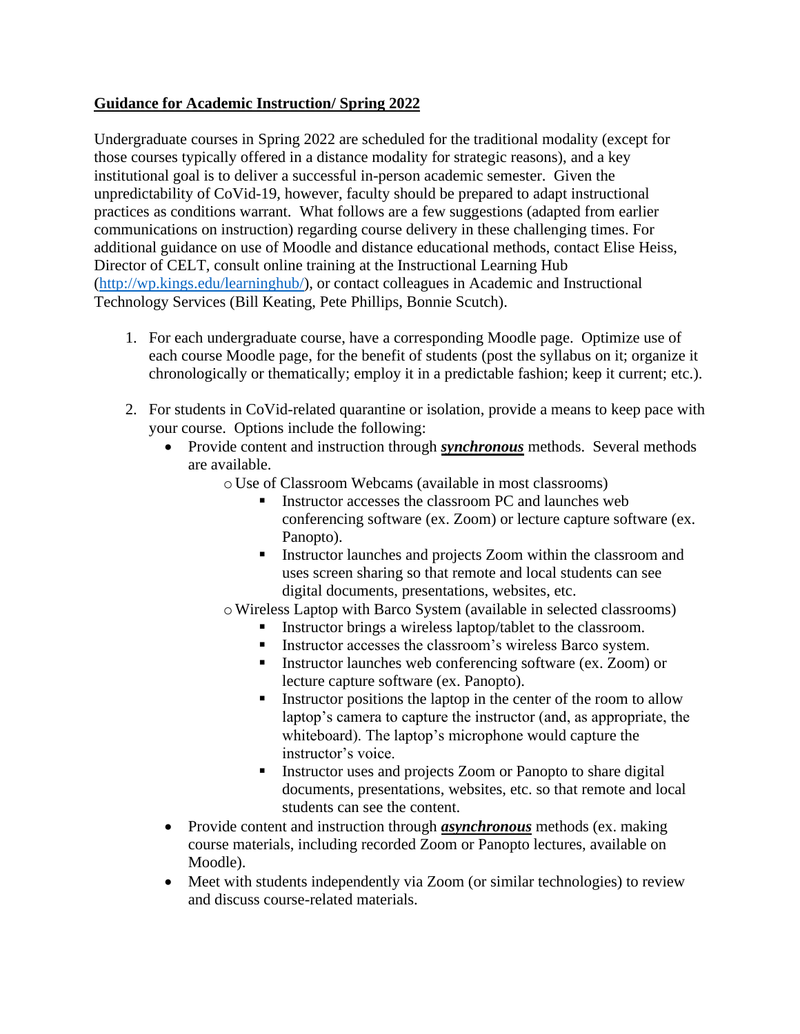**<u>Guidance for Academic Instruction/ Spring 2022</u>**

Undergraduate courses in Spring 2022 are scheduled for the traditional modality (except for those courses typically offered in a distance modality for strategic reasons), and a key institutional goal is to deliver a successful in-person academic semester. Given the unpredictability of CoVid-19, however, faculty should be prepared to adapt instructional practices as conditions warrant. What follows are a few suggestions (adapted from earlier communications on instruction) regarding course delivery in these challenging times. For additional guidance on use of Moodle and distance educational methods, contact Elise Heiss, Director of CELT, consult online training at the Instructional Learning Hub ([http://wp.kings.edu/learninghub/](http://wp.kings.edu/learninghub/)), or contact colleagues in Academic and Instructional Technology Services (Bill Keating, Pete Phillips, Bonnie Scutch).

1. For each undergraduate course, have a corresponding Moodle page. Optimize use of each course Moodle page, for the benefit of students (post the syllabus on it; organize it chronologically or thematically; employ it in a predictable fashion; keep it current; etc.).

2. For students in CoVid-related quarantine or isolation, provide a means to keep pace with your course. Options include the following:
   - Provide content and instruction through ***<u>synchronous</u>*** methods. Several methods are available.
     - Use of Classroom Webcams (available in most classrooms)
       - Instructor accesses the classroom PC and launches web conferencing software (ex. Zoom) or lecture capture software (ex. Panopto).
       - Instructor launches and projects Zoom within the classroom and uses screen sharing so that remote and local students can see digital documents, presentations, websites, etc.
     - Wireless Laptop with Barco System (available in selected classrooms)
       - Instructor brings a wireless laptop/tablet to the classroom.
       - Instructor accesses the classroom's wireless Barco system.
       - Instructor launches web conferencing software (ex. Zoom) or lecture capture software (ex. Panopto).
       - Instructor positions the laptop in the center of the room to allow laptop's camera to capture the instructor (and, as appropriate, the whiteboard). The laptop's microphone would capture the instructor's voice.
       - Instructor uses and projects Zoom or Panopto to share digital documents, presentations, websites, etc. so that remote and local students can see the content.
   - Provide content and instruction through ***<u>asynchronous</u>*** methods (ex. making course materials, including recorded Zoom or Panopto lectures, available on Moodle).
   - Meet with students independently via Zoom (or similar technologies) to review and discuss course-related materials.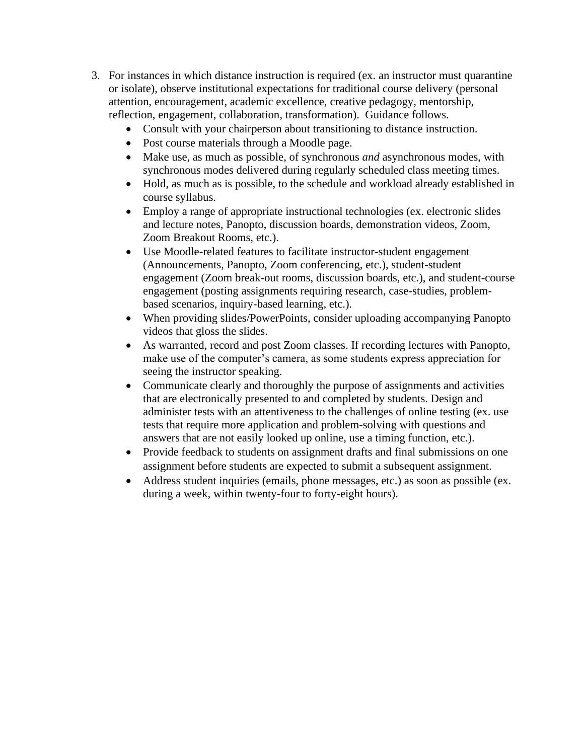3. For instances in which distance instruction is required (ex. an instructor must quarantine or isolate), observe institutional expectations for traditional course delivery (personal attention, encouragement, academic excellence, creative pedagogy, mentorship, reflection, engagement, collaboration, transformation).  Guidance follows.
    - Consult with your chairperson about transitioning to distance instruction.
    - Post course materials through a Moodle page.
    - Make use, as much as possible, of synchronous *and* asynchronous modes, with synchronous modes delivered during regularly scheduled class meeting times.
    - Hold, as much as is possible, to the schedule and workload already established in course syllabus.
    - Employ a range of appropriate instructional technologies (ex. electronic slides and lecture notes, Panopto, discussion boards, demonstration videos, Zoom, Zoom Breakout Rooms, etc.).
    - Use Moodle-related features to facilitate instructor-student engagement (Announcements, Panopto, Zoom conferencing, etc.), student-student engagement (Zoom break-out rooms, discussion boards, etc.), and student-course engagement (posting assignments requiring research, case-studies, problem-based scenarios, inquiry-based learning, etc.).
    - When providing slides/PowerPoints, consider uploading accompanying Panopto videos that gloss the slides.
    - As warranted, record and post Zoom classes. If recording lectures with Panopto, make use of the computer's camera, as some students express appreciation for seeing the instructor speaking.
    - Communicate clearly and thoroughly the purpose of assignments and activities that are electronically presented to and completed by students. Design and administer tests with an attentiveness to the challenges of online testing (ex. use tests that require more application and problem-solving with questions and answers that are not easily looked up online, use a timing function, etc.).
    - Provide feedback to students on assignment drafts and final submissions on one assignment before students are expected to submit a subsequent assignment.
    - Address student inquiries (emails, phone messages, etc.) as soon as possible (ex. during a week, within twenty-four to forty-eight hours).